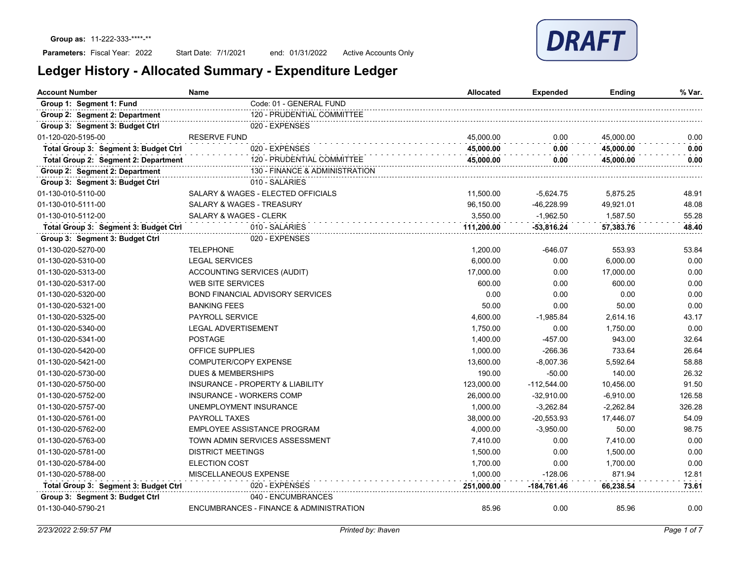**Group as:** 11-222-333-****-**

**Parameters:** Fiscal Year: 2022 Start Date: 7/1/2021 end: 01/31/2022 Active Accounts Only

DRAFT

# Ledger History - Allocated Summary - Expenditure Ledger

| Account Number | Name | | Allocated | Expended | Ending | % Var. |
|---|---|---|---|---|---|---|
| **Group 1: Segment 1: Fund** | | Code: 01 - GENERAL FUND | | | | |
| **Group 2: Segment 2: Department** | | 120 - PRUDENTIAL COMMITTEE | | | | |
| **Group 3: Segment 3: Budget Ctrl** | | 020 - EXPENSES | | | | |
| 01-120-020-5195-00 | RESERVE FUND | | 45,000.00 | 0.00 | 45,000.00 | 0.00 |
| **Total Group 3: Segment 3: Budget Ctrl** | | 020 - EXPENSES | **45,000.00** | **0.00** | **45,000.00** | **0.00** |
| **Total Group 2: Segment 2: Department** | | 120 - PRUDENTIAL COMMITTEE | **45,000.00** | **0.00** | **45,000.00** | **0.00** |
| **Group 2: Segment 2: Department** | | 130 - FINANCE & ADMINISTRATION | | | | |
| **Group 3: Segment 3: Budget Ctrl** | | 010 - SALARIES | | | | |
| 01-130-010-5110-00 | SALARY & WAGES - ELECTED OFFICIALS | | 11,500.00 | -5,624.75 | 5,875.25 | 48.91 |
| 01-130-010-5111-00 | SALARY & WAGES - TREASURY | | 96,150.00 | -46,228.99 | 49,921.01 | 48.08 |
| 01-130-010-5112-00 | SALARY & WAGES - CLERK | | 3,550.00 | -1,962.50 | 1,587.50 | 55.28 |
| **Total Group 3: Segment 3: Budget Ctrl** | | 010 - SALARIES | **111,200.00** | **-53,816.24** | **57,383.76** | **48.40** |
| **Group 3: Segment 3: Budget Ctrl** | | 020 - EXPENSES | | | | |
| 01-130-020-5270-00 | TELEPHONE | | 1,200.00 | -646.07 | 553.93 | 53.84 |
| 01-130-020-5310-00 | LEGAL SERVICES | | 6,000.00 | 0.00 | 6,000.00 | 0.00 |
| 01-130-020-5313-00 | ACCOUNTING SERVICES (AUDIT) | | 17,000.00 | 0.00 | 17,000.00 | 0.00 |
| 01-130-020-5317-00 | WEB SITE SERVICES | | 600.00 | 0.00 | 600.00 | 0.00 |
| 01-130-020-5320-00 | BOND FINANCIAL ADVISORY SERVICES | | 0.00 | 0.00 | 0.00 | 0.00 |
| 01-130-020-5321-00 | BANKING FEES | | 50.00 | 0.00 | 50.00 | 0.00 |
| 01-130-020-5325-00 | PAYROLL SERVICE | | 4,600.00 | -1,985.84 | 2,614.16 | 43.17 |
| 01-130-020-5340-00 | LEGAL ADVERTISEMENT | | 1,750.00 | 0.00 | 1,750.00 | 0.00 |
| 01-130-020-5341-00 | POSTAGE | | 1,400.00 | -457.00 | 943.00 | 32.64 |
| 01-130-020-5420-00 | OFFICE SUPPLIES | | 1,000.00 | -266.36 | 733.64 | 26.64 |
| 01-130-020-5421-00 | COMPUTER/COPY EXPENSE | | 13,600.00 | -8,007.36 | 5,592.64 | 58.88 |
| 01-130-020-5730-00 | DUES & MEMBERSHIPS | | 190.00 | -50.00 | 140.00 | 26.32 |
| 01-130-020-5750-00 | INSURANCE - PROPERTY & LIABILITY | | 123,000.00 | -112,544.00 | 10,456.00 | 91.50 |
| 01-130-020-5752-00 | INSURANCE - WORKERS COMP | | 26,000.00 | -32,910.00 | -6,910.00 | 126.58 |
| 01-130-020-5757-00 | UNEMPLOYMENT INSURANCE | | 1,000.00 | -3,262.84 | -2,262.84 | 326.28 |
| 01-130-020-5761-00 | PAYROLL TAXES | | 38,000.00 | -20,553.93 | 17,446.07 | 54.09 |
| 01-130-020-5762-00 | EMPLOYEE ASSISTANCE PROGRAM | | 4,000.00 | -3,950.00 | 50.00 | 98.75 |
| 01-130-020-5763-00 | TOWN ADMIN SERVICES ASSESSMENT | | 7,410.00 | 0.00 | 7,410.00 | 0.00 |
| 01-130-020-5781-00 | DISTRICT MEETINGS | | 1,500.00 | 0.00 | 1,500.00 | 0.00 |
| 01-130-020-5784-00 | ELECTION COST | | 1,700.00 | 0.00 | 1,700.00 | 0.00 |
| 01-130-020-5788-00 | MISCELLANEOUS EXPENSE | | 1,000.00 | -128.06 | 871.94 | 12.81 |
| **Total Group 3: Segment 3: Budget Ctrl** | | 020 - EXPENSES | **251,000.00** | **-184,761.46** | **66,238.54** | **73.61** |
| **Group 3: Segment 3: Budget Ctrl** | | 040 - ENCUMBRANCES | | | | |
| 01-130-040-5790-21 | ENCUMBRANCES - FINANCE & ADMINISTRATION | | 85.96 | 0.00 | 85.96 | 0.00 |

*2/23/2022 2:59:57 PM* *Printed by: lhaven*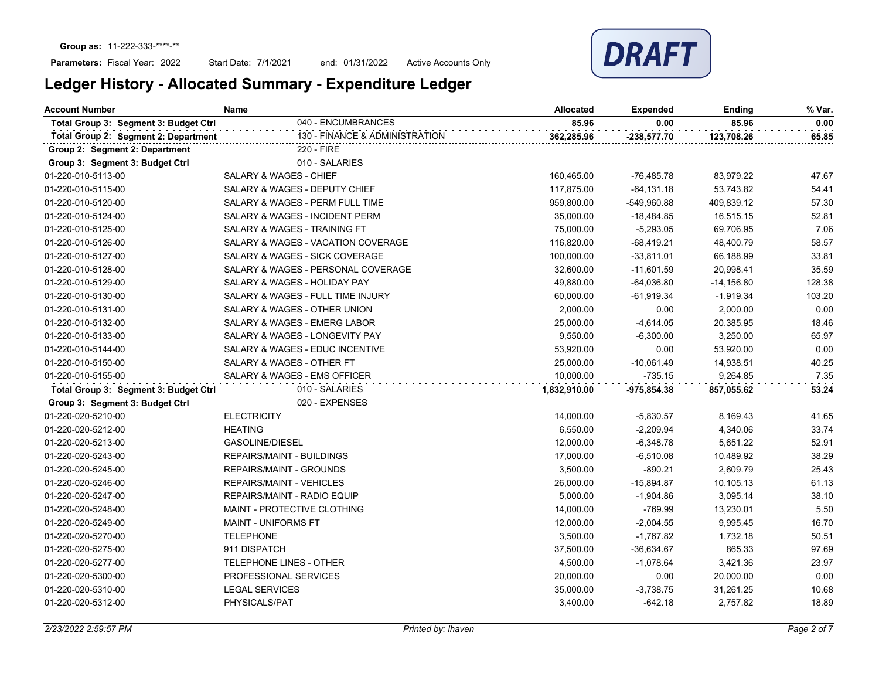**Group as:** 11-222-333-****-**

**Parameters:** Fiscal Year: 2022 Start Date: 7/1/2021 end: 01/31/2022 Active Accounts Only

DRAFT

# Ledger History - Allocated Summary - Expenditure Ledger

| Account Number | Name | Allocated | Expended | Ending | % Var. |
|---|---|---|---|---|---|
| **Total Group 3: Segment 3: Budget Ctrl** | 040 - ENCUMBRANCES | **85.96** | **0.00** | **85.96** | **0.00** |
| **Total Group 2: Segment 2: Department** | 130 - FINANCE & ADMINISTRATION | **362,285.96** | **-238,577.70** | **123,708.26** | **65.85** |
| **Group 2: Segment 2: Department** | 220 - FIRE | | | | |
| **Group 3: Segment 3: Budget Ctrl** | 010 - SALARIES | | | | |
| 01-220-010-5113-00 | SALARY & WAGES - CHIEF | 160,465.00 | -76,485.78 | 83,979.22 | 47.67 |
| 01-220-010-5115-00 | SALARY & WAGES - DEPUTY CHIEF | 117,875.00 | -64,131.18 | 53,743.82 | 54.41 |
| 01-220-010-5120-00 | SALARY & WAGES - PERM FULL TIME | 959,800.00 | -549,960.88 | 409,839.12 | 57.30 |
| 01-220-010-5124-00 | SALARY & WAGES - INCIDENT PERM | 35,000.00 | -18,484.85 | 16,515.15 | 52.81 |
| 01-220-010-5125-00 | SALARY & WAGES - TRAINING FT | 75,000.00 | -5,293.05 | 69,706.95 | 7.06 |
| 01-220-010-5126-00 | SALARY & WAGES - VACATION COVERAGE | 116,820.00 | -68,419.21 | 48,400.79 | 58.57 |
| 01-220-010-5127-00 | SALARY & WAGES - SICK COVERAGE | 100,000.00 | -33,811.01 | 66,188.99 | 33.81 |
| 01-220-010-5128-00 | SALARY & WAGES - PERSONAL COVERAGE | 32,600.00 | -11,601.59 | 20,998.41 | 35.59 |
| 01-220-010-5129-00 | SALARY & WAGES - HOLIDAY PAY | 49,880.00 | -64,036.80 | -14,156.80 | 128.38 |
| 01-220-010-5130-00 | SALARY & WAGES - FULL TIME INJURY | 60,000.00 | -61,919.34 | -1,919.34 | 103.20 |
| 01-220-010-5131-00 | SALARY & WAGES - OTHER UNION | 2,000.00 | 0.00 | 2,000.00 | 0.00 |
| 01-220-010-5132-00 | SALARY & WAGES - EMERG LABOR | 25,000.00 | -4,614.05 | 20,385.95 | 18.46 |
| 01-220-010-5133-00 | SALARY & WAGES - LONGEVITY PAY | 9,550.00 | -6,300.00 | 3,250.00 | 65.97 |
| 01-220-010-5144-00 | SALARY & WAGES - EDUC INCENTIVE | 53,920.00 | 0.00 | 53,920.00 | 0.00 |
| 01-220-010-5150-00 | SALARY & WAGES - OTHER FT | 25,000.00 | -10,061.49 | 14,938.51 | 40.25 |
| 01-220-010-5155-00 | SALARY & WAGES - EMS OFFICER | 10,000.00 | -735.15 | 9,264.85 | 7.35 |
| **Total Group 3: Segment 3: Budget Ctrl** | 010 - SALARIES | **1,832,910.00** | **-975,854.38** | **857,055.62** | **53.24** |
| **Group 3: Segment 3: Budget Ctrl** | 020 - EXPENSES | | | | |
| 01-220-020-5210-00 | ELECTRICITY | 14,000.00 | -5,830.57 | 8,169.43 | 41.65 |
| 01-220-020-5212-00 | HEATING | 6,550.00 | -2,209.94 | 4,340.06 | 33.74 |
| 01-220-020-5213-00 | GASOLINE/DIESEL | 12,000.00 | -6,348.78 | 5,651.22 | 52.91 |
| 01-220-020-5243-00 | REPAIRS/MAINT - BUILDINGS | 17,000.00 | -6,510.08 | 10,489.92 | 38.29 |
| 01-220-020-5245-00 | REPAIRS/MAINT - GROUNDS | 3,500.00 | -890.21 | 2,609.79 | 25.43 |
| 01-220-020-5246-00 | REPAIRS/MAINT - VEHICLES | 26,000.00 | -15,894.87 | 10,105.13 | 61.13 |
| 01-220-020-5247-00 | REPAIRS/MAINT - RADIO EQUIP | 5,000.00 | -1,904.86 | 3,095.14 | 38.10 |
| 01-220-020-5248-00 | MAINT - PROTECTIVE CLOTHING | 14,000.00 | -769.99 | 13,230.01 | 5.50 |
| 01-220-020-5249-00 | MAINT - UNIFORMS FT | 12,000.00 | -2,004.55 | 9,995.45 | 16.70 |
| 01-220-020-5270-00 | TELEPHONE | 3,500.00 | -1,767.82 | 1,732.18 | 50.51 |
| 01-220-020-5275-00 | 911 DISPATCH | 37,500.00 | -36,634.67 | 865.33 | 97.69 |
| 01-220-020-5277-00 | TELEPHONE LINES - OTHER | 4,500.00 | -1,078.64 | 3,421.36 | 23.97 |
| 01-220-020-5300-00 | PROFESSIONAL SERVICES | 20,000.00 | 0.00 | 20,000.00 | 0.00 |
| 01-220-020-5310-00 | LEGAL SERVICES | 35,000.00 | -3,738.75 | 31,261.25 | 10.68 |
| 01-220-020-5312-00 | PHYSICALS/PAT | 3,400.00 | -642.18 | 2,757.82 | 18.89 |

*2/23/2022 2:59:57 PM* *Printed by: lhaven*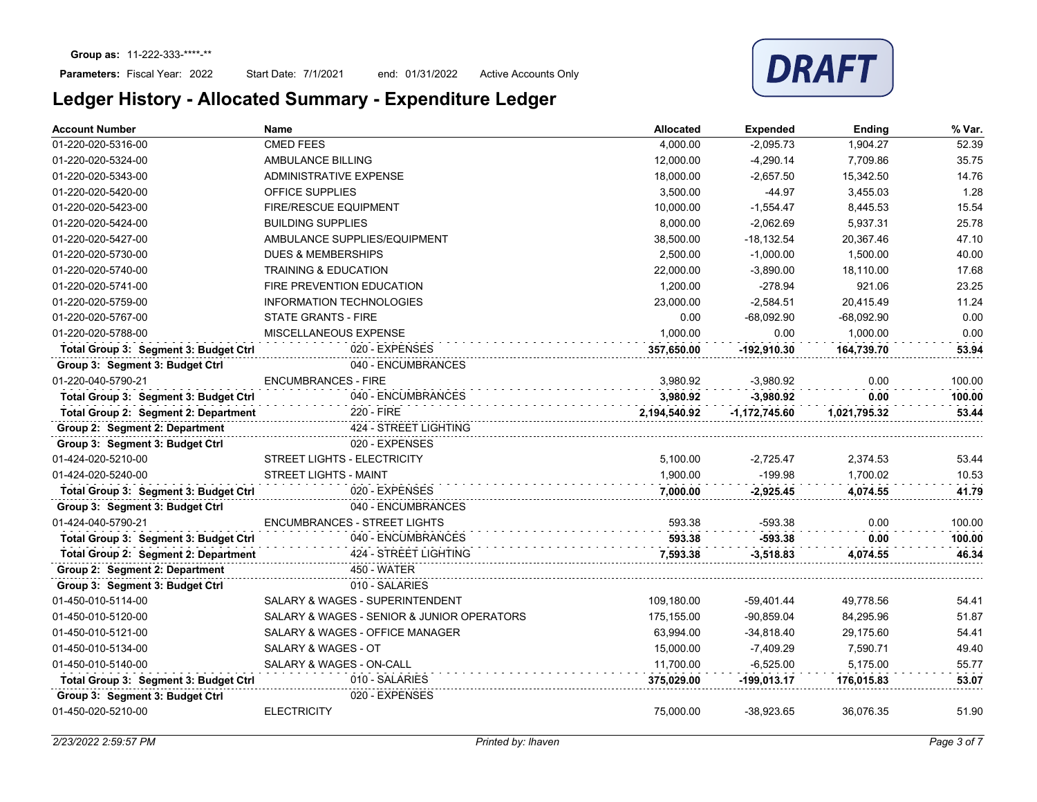**Group as:** 11-222-333-\*\*\*\*-\*\*

**Parameters:** Fiscal Year: 2022 Start Date: 7/1/2021 end: 01/31/2022 Active Accounts Only

DRAFT

# Ledger History - Allocated Summary - Expenditure Ledger

| Account Number | Name | Allocated | Expended | Ending | % Var. |
|---|---|---|---|---|---|
| 01-220-020-5316-00 | CMED FEES | 4,000.00 | -2,095.73 | 1,904.27 | 52.39 |
| 01-220-020-5324-00 | AMBULANCE BILLING | 12,000.00 | -4,290.14 | 7,709.86 | 35.75 |
| 01-220-020-5343-00 | ADMINISTRATIVE EXPENSE | 18,000.00 | -2,657.50 | 15,342.50 | 14.76 |
| 01-220-020-5420-00 | OFFICE SUPPLIES | 3,500.00 | -44.97 | 3,455.03 | 1.28 |
| 01-220-020-5423-00 | FIRE/RESCUE EQUIPMENT | 10,000.00 | -1,554.47 | 8,445.53 | 15.54 |
| 01-220-020-5424-00 | BUILDING SUPPLIES | 8,000.00 | -2,062.69 | 5,937.31 | 25.78 |
| 01-220-020-5427-00 | AMBULANCE SUPPLIES/EQUIPMENT | 38,500.00 | -18,132.54 | 20,367.46 | 47.10 |
| 01-220-020-5730-00 | DUES & MEMBERSHIPS | 2,500.00 | -1,000.00 | 1,500.00 | 40.00 |
| 01-220-020-5740-00 | TRAINING & EDUCATION | 22,000.00 | -3,890.00 | 18,110.00 | 17.68 |
| 01-220-020-5741-00 | FIRE PREVENTION EDUCATION | 1,200.00 | -278.94 | 921.06 | 23.25 |
| 01-220-020-5759-00 | INFORMATION TECHNOLOGIES | 23,000.00 | -2,584.51 | 20,415.49 | 11.24 |
| 01-220-020-5767-00 | STATE GRANTS - FIRE | 0.00 | -68,092.90 | -68,092.90 | 0.00 |
| 01-220-020-5788-00 | MISCELLANEOUS EXPENSE | 1,000.00 | 0.00 | 1,000.00 | 0.00 |
| **Total Group 3: Segment 3: Budget Ctrl** | 020 - EXPENSES | **357,650.00** | **-192,910.30** | **164,739.70** | **53.94** |
| **Group 3: Segment 3: Budget Ctrl** | 040 - ENCUMBRANCES | | | | |
| 01-220-040-5790-21 | ENCUMBRANCES - FIRE | 3,980.92 | -3,980.92 | 0.00 | 100.00 |
| **Total Group 3: Segment 3: Budget Ctrl** | 040 - ENCUMBRANCES | **3,980.92** | **-3,980.92** | **0.00** | **100.00** |
| **Total Group 2: Segment 2: Department** | 220 - FIRE | **2,194,540.92** | **-1,172,745.60** | **1,021,795.32** | **53.44** |
| **Group 2: Segment 2: Department** | 424 - STREET LIGHTING | | | | |
| **Group 3: Segment 3: Budget Ctrl** | 020 - EXPENSES | | | | |
| 01-424-020-5210-00 | STREET LIGHTS - ELECTRICITY | 5,100.00 | -2,725.47 | 2,374.53 | 53.44 |
| 01-424-020-5240-00 | STREET LIGHTS - MAINT | 1,900.00 | -199.98 | 1,700.02 | 10.53 |
| **Total Group 3: Segment 3: Budget Ctrl** | 020 - EXPENSES | **7,000.00** | **-2,925.45** | **4,074.55** | **41.79** |
| **Group 3: Segment 3: Budget Ctrl** | 040 - ENCUMBRANCES | | | | |
| 01-424-040-5790-21 | ENCUMBRANCES - STREET LIGHTS | 593.38 | -593.38 | 0.00 | 100.00 |
| **Total Group 3: Segment 3: Budget Ctrl** | 040 - ENCUMBRANCES | **593.38** | **-593.38** | **0.00** | **100.00** |
| **Total Group 2: Segment 2: Department** | 424 - STREET LIGHTING | **7,593.38** | **-3,518.83** | **4,074.55** | **46.34** |
| **Group 2: Segment 2: Department** | 450 - WATER | | | | |
| **Group 3: Segment 3: Budget Ctrl** | 010 - SALARIES | | | | |
| 01-450-010-5114-00 | SALARY & WAGES - SUPERINTENDENT | 109,180.00 | -59,401.44 | 49,778.56 | 54.41 |
| 01-450-010-5120-00 | SALARY & WAGES - SENIOR & JUNIOR OPERATORS | 175,155.00 | -90,859.04 | 84,295.96 | 51.87 |
| 01-450-010-5121-00 | SALARY & WAGES - OFFICE MANAGER | 63,994.00 | -34,818.40 | 29,175.60 | 54.41 |
| 01-450-010-5134-00 | SALARY & WAGES - OT | 15,000.00 | -7,409.29 | 7,590.71 | 49.40 |
| 01-450-010-5140-00 | SALARY & WAGES - ON-CALL | 11,700.00 | -6,525.00 | 5,175.00 | 55.77 |
| **Total Group 3: Segment 3: Budget Ctrl** | 010 - SALARIES | **375,029.00** | **-199,013.17** | **176,015.83** | **53.07** |
| **Group 3: Segment 3: Budget Ctrl** | 020 - EXPENSES | | | | |
| 01-450-020-5210-00 | ELECTRICITY | 75,000.00 | -38,923.65 | 36,076.35 | 51.90 |

*2/23/2022 2:59:57 PM* *Printed by: lhaven*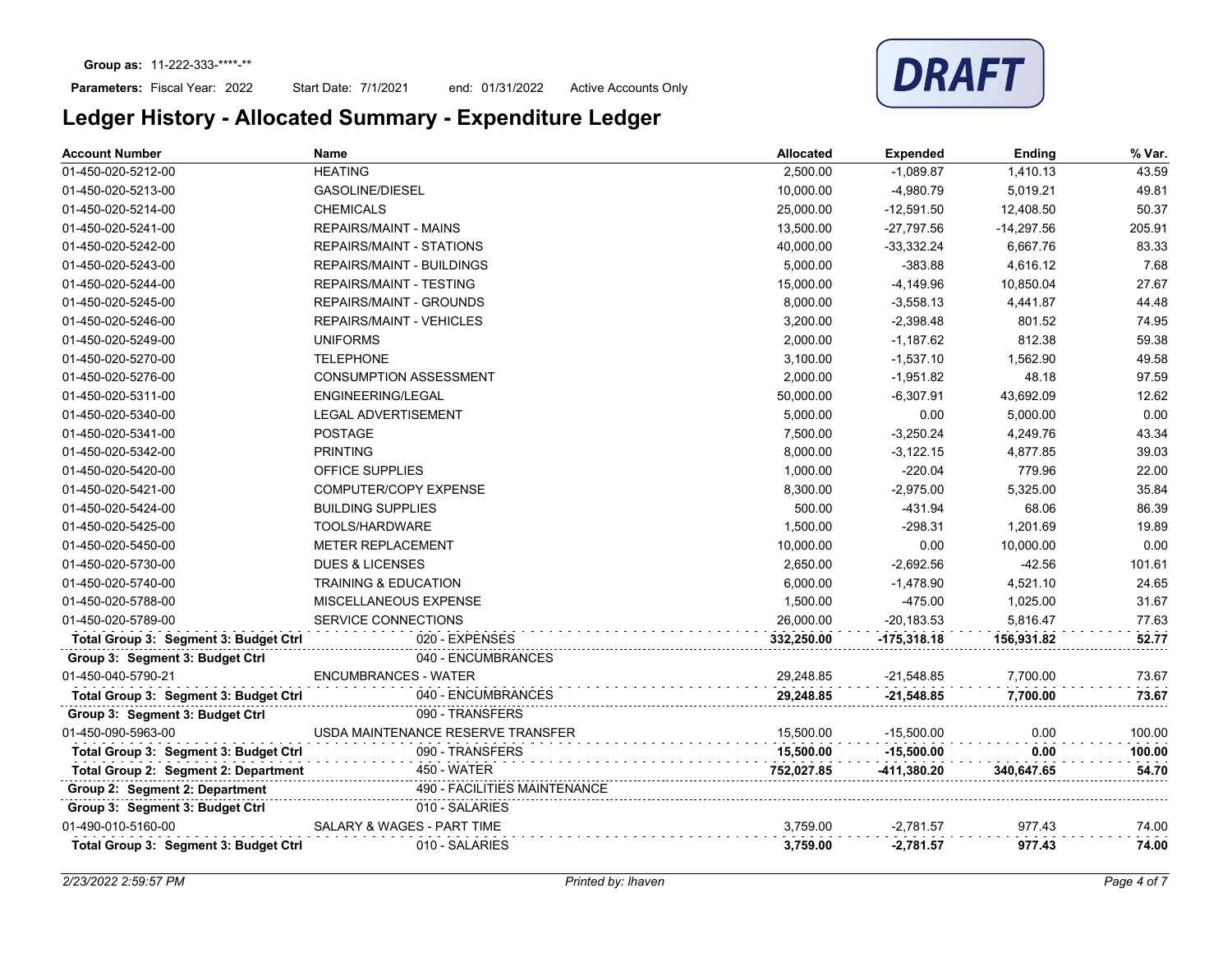**Group as:** 11-222-333-\*\*\*\*-\*\*

**Parameters:** Fiscal Year: 2022 Start Date: 7/1/2021 end: 01/31/2022 Active Accounts Only

DRAFT

# Ledger History - Allocated Summary - Expenditure Ledger

| Account Number | Name | Allocated | Expended | Ending | % Var. |
|---|---|---|---|---|---|
| 01-450-020-5212-00 | HEATING | 2,500.00 | -1,089.87 | 1,410.13 | 43.59 |
| 01-450-020-5213-00 | GASOLINE/DIESEL | 10,000.00 | -4,980.79 | 5,019.21 | 49.81 |
| 01-450-020-5214-00 | CHEMICALS | 25,000.00 | -12,591.50 | 12,408.50 | 50.37 |
| 01-450-020-5241-00 | REPAIRS/MAINT - MAINS | 13,500.00 | -27,797.56 | -14,297.56 | 205.91 |
| 01-450-020-5242-00 | REPAIRS/MAINT - STATIONS | 40,000.00 | -33,332.24 | 6,667.76 | 83.33 |
| 01-450-020-5243-00 | REPAIRS/MAINT - BUILDINGS | 5,000.00 | -383.88 | 4,616.12 | 7.68 |
| 01-450-020-5244-00 | REPAIRS/MAINT - TESTING | 15,000.00 | -4,149.96 | 10,850.04 | 27.67 |
| 01-450-020-5245-00 | REPAIRS/MAINT - GROUNDS | 8,000.00 | -3,558.13 | 4,441.87 | 44.48 |
| 01-450-020-5246-00 | REPAIRS/MAINT - VEHICLES | 3,200.00 | -2,398.48 | 801.52 | 74.95 |
| 01-450-020-5249-00 | UNIFORMS | 2,000.00 | -1,187.62 | 812.38 | 59.38 |
| 01-450-020-5270-00 | TELEPHONE | 3,100.00 | -1,537.10 | 1,562.90 | 49.58 |
| 01-450-020-5276-00 | CONSUMPTION ASSESSMENT | 2,000.00 | -1,951.82 | 48.18 | 97.59 |
| 01-450-020-5311-00 | ENGINEERING/LEGAL | 50,000.00 | -6,307.91 | 43,692.09 | 12.62 |
| 01-450-020-5340-00 | LEGAL ADVERTISEMENT | 5,000.00 | 0.00 | 5,000.00 | 0.00 |
| 01-450-020-5341-00 | POSTAGE | 7,500.00 | -3,250.24 | 4,249.76 | 43.34 |
| 01-450-020-5342-00 | PRINTING | 8,000.00 | -3,122.15 | 4,877.85 | 39.03 |
| 01-450-020-5420-00 | OFFICE SUPPLIES | 1,000.00 | -220.04 | 779.96 | 22.00 |
| 01-450-020-5421-00 | COMPUTER/COPY EXPENSE | 8,300.00 | -2,975.00 | 5,325.00 | 35.84 |
| 01-450-020-5424-00 | BUILDING SUPPLIES | 500.00 | -431.94 | 68.06 | 86.39 |
| 01-450-020-5425-00 | TOOLS/HARDWARE | 1,500.00 | -298.31 | 1,201.69 | 19.89 |
| 01-450-020-5450-00 | METER REPLACEMENT | 10,000.00 | 0.00 | 10,000.00 | 0.00 |
| 01-450-020-5730-00 | DUES & LICENSES | 2,650.00 | -2,692.56 | -42.56 | 101.61 |
| 01-450-020-5740-00 | TRAINING & EDUCATION | 6,000.00 | -1,478.90 | 4,521.10 | 24.65 |
| 01-450-020-5788-00 | MISCELLANEOUS EXPENSE | 1,500.00 | -475.00 | 1,025.00 | 31.67 |
| 01-450-020-5789-00 | SERVICE CONNECTIONS | 26,000.00 | -20,183.53 | 5,816.47 | 77.63 |
| **Total Group 3: Segment 3: Budget Ctrl** | 020 - EXPENSES | **332,250.00** | **-175,318.18** | **156,931.82** | **52.77** |
| **Group 3: Segment 3: Budget Ctrl** | 040 - ENCUMBRANCES | | | | |
| 01-450-040-5790-21 | ENCUMBRANCES - WATER | 29,248.85 | -21,548.85 | 7,700.00 | 73.67 |
| **Total Group 3: Segment 3: Budget Ctrl** | 040 - ENCUMBRANCES | **29,248.85** | **-21,548.85** | **7,700.00** | **73.67** |
| **Group 3: Segment 3: Budget Ctrl** | 090 - TRANSFERS | | | | |
| 01-450-090-5963-00 | USDA MAINTENANCE RESERVE TRANSFER | 15,500.00 | -15,500.00 | 0.00 | 100.00 |
| **Total Group 3: Segment 3: Budget Ctrl** | 090 - TRANSFERS | **15,500.00** | **-15,500.00** | **0.00** | **100.00** |
| **Total Group 2: Segment 2: Department** | 450 - WATER | **752,027.85** | **-411,380.20** | **340,647.65** | **54.70** |
| **Group 2: Segment 2: Department** | 490 - FACILITIES MAINTENANCE | | | | |
| **Group 3: Segment 3: Budget Ctrl** | 010 - SALARIES | | | | |
| 01-490-010-5160-00 | SALARY & WAGES - PART TIME | 3,759.00 | -2,781.57 | 977.43 | 74.00 |
| **Total Group 3: Segment 3: Budget Ctrl** | 010 - SALARIES | **3,759.00** | **-2,781.57** | **977.43** | **74.00** |

*2/23/2022 2:59:57 PM* *Printed by: lhaven*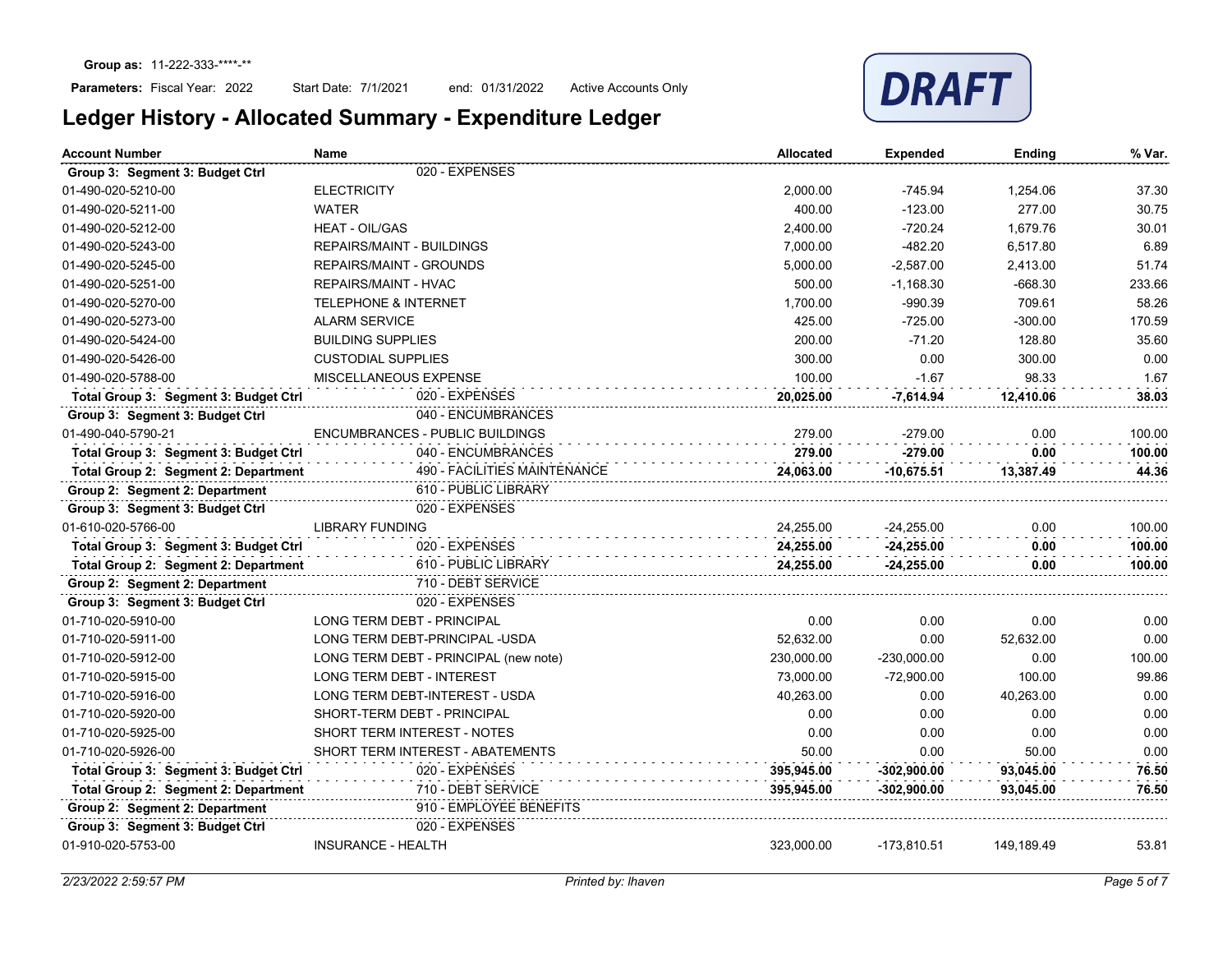**Group as:** 11-222-333-****-**

**Parameters:** Fiscal Year: 2022 Start Date: 7/1/2021 end: 01/31/2022 Active Accounts Only

DRAFT

# Ledger History - Allocated Summary - Expenditure Ledger

| Account Number | Name | Allocated | Expended | Ending | % Var. |
|---|---|---|---|---|---|
| **Group 3: Segment 3: Budget Ctrl** | 020 - EXPENSES | | | | |
| 01-490-020-5210-00 | ELECTRICITY | 2,000.00 | -745.94 | 1,254.06 | 37.30 |
| 01-490-020-5211-00 | WATER | 400.00 | -123.00 | 277.00 | 30.75 |
| 01-490-020-5212-00 | HEAT - OIL/GAS | 2,400.00 | -720.24 | 1,679.76 | 30.01 |
| 01-490-020-5243-00 | REPAIRS/MAINT - BUILDINGS | 7,000.00 | -482.20 | 6,517.80 | 6.89 |
| 01-490-020-5245-00 | REPAIRS/MAINT - GROUNDS | 5,000.00 | -2,587.00 | 2,413.00 | 51.74 |
| 01-490-020-5251-00 | REPAIRS/MAINT - HVAC | 500.00 | -1,168.30 | -668.30 | 233.66 |
| 01-490-020-5270-00 | TELEPHONE & INTERNET | 1,700.00 | -990.39 | 709.61 | 58.26 |
| 01-490-020-5273-00 | ALARM SERVICE | 425.00 | -725.00 | -300.00 | 170.59 |
| 01-490-020-5424-00 | BUILDING SUPPLIES | 200.00 | -71.20 | 128.80 | 35.60 |
| 01-490-020-5426-00 | CUSTODIAL SUPPLIES | 300.00 | 0.00 | 300.00 | 0.00 |
| 01-490-020-5788-00 | MISCELLANEOUS EXPENSE | 100.00 | -1.67 | 98.33 | 1.67 |
| **Total Group 3: Segment 3: Budget Ctrl** | 020 - EXPENSES | **20,025.00** | **-7,614.94** | **12,410.06** | **38.03** |
| **Group 3: Segment 3: Budget Ctrl** | 040 - ENCUMBRANCES | | | | |
| 01-490-040-5790-21 | ENCUMBRANCES - PUBLIC BUILDINGS | 279.00 | -279.00 | 0.00 | 100.00 |
| **Total Group 3: Segment 3: Budget Ctrl** | 040 - ENCUMBRANCES | **279.00** | **-279.00** | **0.00** | **100.00** |
| **Total Group 2: Segment 2: Department** | 490 - FACILITIES MAINTENANCE | **24,063.00** | **-10,675.51** | **13,387.49** | **44.36** |
| **Group 2: Segment 2: Department** | 610 - PUBLIC LIBRARY | | | | |
| **Group 3: Segment 3: Budget Ctrl** | 020 - EXPENSES | | | | |
| 01-610-020-5766-00 | LIBRARY FUNDING | 24,255.00 | -24,255.00 | 0.00 | 100.00 |
| **Total Group 3: Segment 3: Budget Ctrl** | 020 - EXPENSES | **24,255.00** | **-24,255.00** | **0.00** | **100.00** |
| **Total Group 2: Segment 2: Department** | 610 - PUBLIC LIBRARY | **24,255.00** | **-24,255.00** | **0.00** | **100.00** |
| **Group 2: Segment 2: Department** | 710 - DEBT SERVICE | | | | |
| **Group 3: Segment 3: Budget Ctrl** | 020 - EXPENSES | | | | |
| 01-710-020-5910-00 | LONG TERM DEBT - PRINCIPAL | 0.00 | 0.00 | 0.00 | 0.00 |
| 01-710-020-5911-00 | LONG TERM DEBT-PRINCIPAL -USDA | 52,632.00 | 0.00 | 52,632.00 | 0.00 |
| 01-710-020-5912-00 | LONG TERM DEBT - PRINCIPAL (new note) | 230,000.00 | -230,000.00 | 0.00 | 100.00 |
| 01-710-020-5915-00 | LONG TERM DEBT - INTEREST | 73,000.00 | -72,900.00 | 100.00 | 99.86 |
| 01-710-020-5916-00 | LONG TERM DEBT-INTEREST - USDA | 40,263.00 | 0.00 | 40,263.00 | 0.00 |
| 01-710-020-5920-00 | SHORT-TERM DEBT - PRINCIPAL | 0.00 | 0.00 | 0.00 | 0.00 |
| 01-710-020-5925-00 | SHORT TERM INTEREST - NOTES | 0.00 | 0.00 | 0.00 | 0.00 |
| 01-710-020-5926-00 | SHORT TERM INTEREST - ABATEMENTS | 50.00 | 0.00 | 50.00 | 0.00 |
| **Total Group 3: Segment 3: Budget Ctrl** | 020 - EXPENSES | **395,945.00** | **-302,900.00** | **93,045.00** | **76.50** |
| **Total Group 2: Segment 2: Department** | 710 - DEBT SERVICE | **395,945.00** | **-302,900.00** | **93,045.00** | **76.50** |
| **Group 2: Segment 2: Department** | 910 - EMPLOYEE BENEFITS | | | | |
| **Group 3: Segment 3: Budget Ctrl** | 020 - EXPENSES | | | | |
| 01-910-020-5753-00 | INSURANCE - HEALTH | 323,000.00 | -173,810.51 | 149,189.49 | 53.81 |

*2/23/2022 2:59:57 PM* *Printed by: lhaven*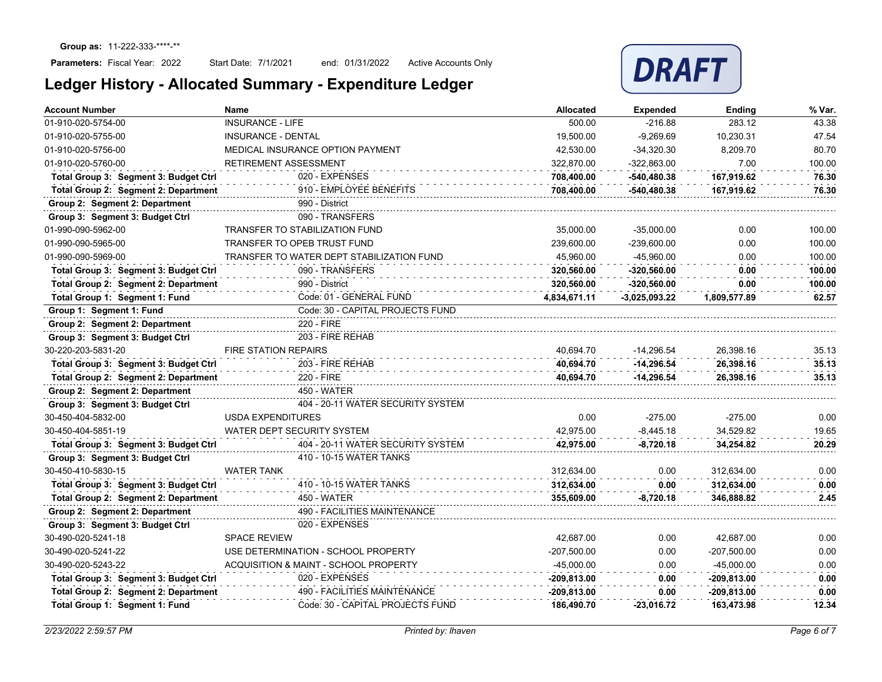**Group as:** 11-222-333-****-**

**Parameters:** Fiscal Year: 2022 Start Date: 7/1/2021 end: 01/31/2022 Active Accounts Only

# Ledger History - Allocated Summary - Expenditure Ledger

DRAFT

| Account Number | Name | Allocated | Expended | Ending | % Var. |
|---|---|---|---|---|---|
| 01-910-020-5754-00 | INSURANCE - LIFE | 500.00 | -216.88 | 283.12 | 43.38 |
| 01-910-020-5755-00 | INSURANCE - DENTAL | 19,500.00 | -9,269.69 | 10,230.31 | 47.54 |
| 01-910-020-5756-00 | MEDICAL INSURANCE OPTION PAYMENT | 42,530.00 | -34,320.30 | 8,209.70 | 80.70 |
| 01-910-020-5760-00 | RETIREMENT ASSESSMENT | 322,870.00 | -322,863.00 | 7.00 | 100.00 |
| **Total Group 3: Segment 3: Budget Ctrl** | 020 - EXPENSES | **708,400.00** | **-540,480.38** | **167,919.62** | **76.30** |
| **Total Group 2: Segment 2: Department** | 910 - EMPLOYEE BENEFITS | **708,400.00** | **-540,480.38** | **167,919.62** | **76.30** |
| **Group 2: Segment 2: Department** | 990 - District | | | | |
| **Group 3: Segment 3: Budget Ctrl** | 090 - TRANSFERS | | | | |
| 01-990-090-5962-00 | TRANSFER TO STABILIZATION FUND | 35,000.00 | -35,000.00 | 0.00 | 100.00 |
| 01-990-090-5965-00 | TRANSFER TO OPEB TRUST FUND | 239,600.00 | -239,600.00 | 0.00 | 100.00 |
| 01-990-090-5969-00 | TRANSFER TO WATER DEPT STABILIZATION FUND | 45,960.00 | -45,960.00 | 0.00 | 100.00 |
| **Total Group 3: Segment 3: Budget Ctrl** | 090 - TRANSFERS | **320,560.00** | **-320,560.00** | **0.00** | **100.00** |
| **Total Group 2: Segment 2: Department** | 990 - District | **320,560.00** | **-320,560.00** | **0.00** | **100.00** |
| **Total Group 1: Segment 1: Fund** | Code: 01 - GENERAL FUND | **4,834,671.11** | **-3,025,093.22** | **1,809,577.89** | **62.57** |
| **Group 1: Segment 1: Fund** | Code: 30 - CAPITAL PROJECTS FUND | | | | |
| **Group 2: Segment 2: Department** | 220 - FIRE | | | | |
| **Group 3: Segment 3: Budget Ctrl** | 203 - FIRE REHAB | | | | |
| 30-220-203-5831-20 | FIRE STATION REPAIRS | 40,694.70 | -14,296.54 | 26,398.16 | 35.13 |
| **Total Group 3: Segment 3: Budget Ctrl** | 203 - FIRE REHAB | **40,694.70** | **-14,296.54** | **26,398.16** | **35.13** |
| **Total Group 2: Segment 2: Department** | 220 - FIRE | **40,694.70** | **-14,296.54** | **26,398.16** | **35.13** |
| **Group 2: Segment 2: Department** | 450 - WATER | | | | |
| **Group 3: Segment 3: Budget Ctrl** | 404 - 20-11 WATER SECURITY SYSTEM | | | | |
| 30-450-404-5832-00 | USDA EXPENDITURES | 0.00 | -275.00 | -275.00 | 0.00 |
| 30-450-404-5851-19 | WATER DEPT SECURITY SYSTEM | 42,975.00 | -8,445.18 | 34,529.82 | 19.65 |
| **Total Group 3: Segment 3: Budget Ctrl** | 404 - 20-11 WATER SECURITY SYSTEM | **42,975.00** | **-8,720.18** | **34,254.82** | **20.29** |
| **Group 3: Segment 3: Budget Ctrl** | 410 - 10-15 WATER TANKS | | | | |
| 30-450-410-5830-15 | WATER TANK | 312,634.00 | 0.00 | 312,634.00 | 0.00 |
| **Total Group 3: Segment 3: Budget Ctrl** | 410 - 10-15 WATER TANKS | **312,634.00** | **0.00** | **312,634.00** | **0.00** |
| **Total Group 2: Segment 2: Department** | 450 - WATER | **355,609.00** | **-8,720.18** | **346,888.82** | **2.45** |
| **Group 2: Segment 2: Department** | 490 - FACILITIES MAINTENANCE | | | | |
| **Group 3: Segment 3: Budget Ctrl** | 020 - EXPENSES | | | | |
| 30-490-020-5241-18 | SPACE REVIEW | 42,687.00 | 0.00 | 42,687.00 | 0.00 |
| 30-490-020-5241-22 | USE DETERMINATION - SCHOOL PROPERTY | -207,500.00 | 0.00 | -207,500.00 | 0.00 |
| 30-490-020-5243-22 | ACQUISITION & MAINT - SCHOOL PROPERTY | -45,000.00 | 0.00 | -45,000.00 | 0.00 |
| **Total Group 3: Segment 3: Budget Ctrl** | 020 - EXPENSES | **-209,813.00** | **0.00** | **-209,813.00** | **0.00** |
| **Total Group 2: Segment 2: Department** | 490 - FACILITIES MAINTENANCE | **-209,813.00** | **0.00** | **-209,813.00** | **0.00** |
| **Total Group 1: Segment 1: Fund** | Code: 30 - CAPITAL PROJECTS FUND | **186,490.70** | **-23,016.72** | **163,473.98** | **12.34** |

*2/23/2022 2:59:57 PM* *Printed by: lhaven*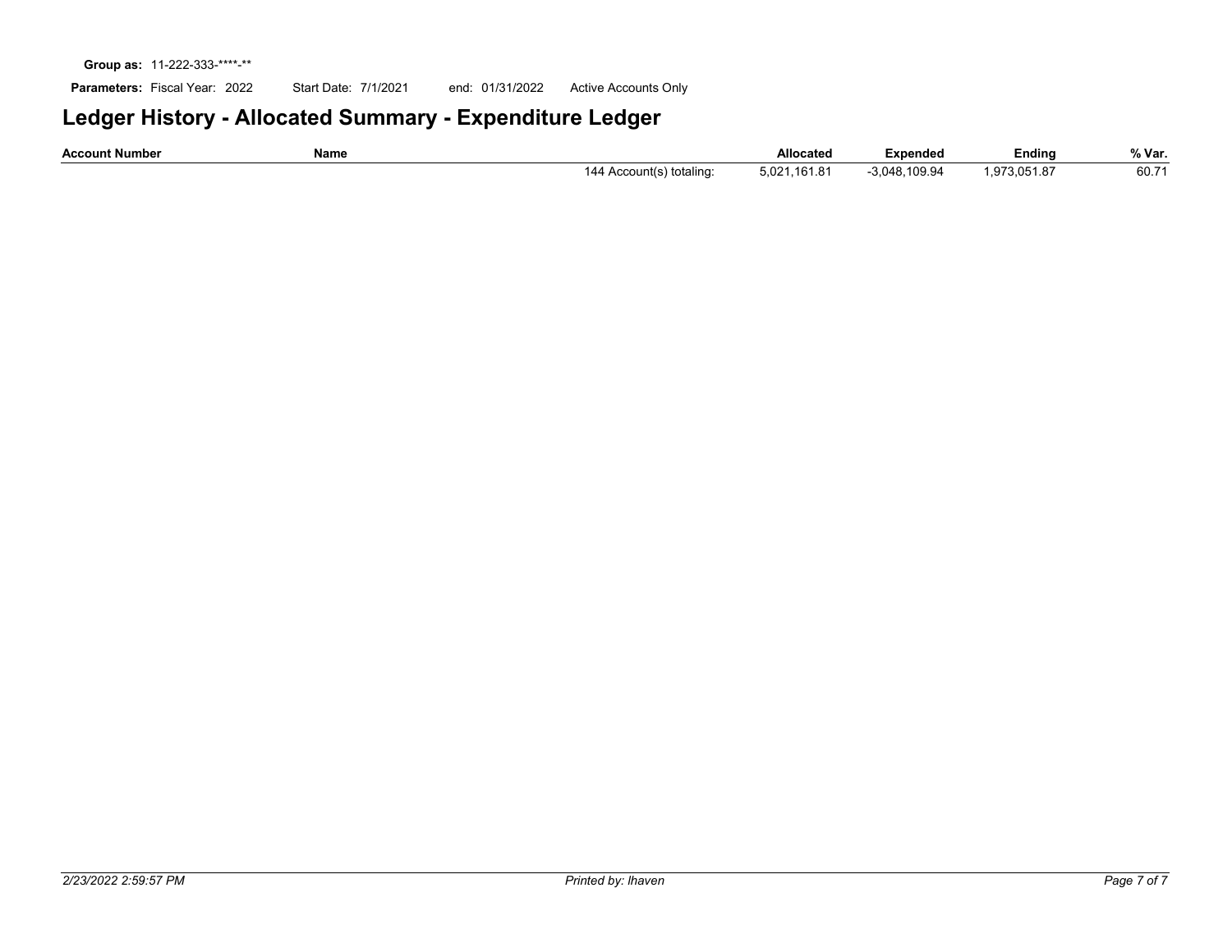**Group as:** 11-222-333-****-**

**Parameters:** Fiscal Year: 2022 Start Date: 7/1/2021 end: 01/31/2022 Active Accounts Only

# Ledger History - Allocated Summary - Expenditure Ledger

| Account Number | Name | | Allocated | Expended | Ending | % Var. |
|---|---|---|---|---|---|---|
| | | 144 Account(s) totaling: | 5,021,161.81 | -3,048,109.94 | 1,973,051.87 | 60.71 |

*2/23/2022 2:59:57 PM* *Printed by: lhaven*